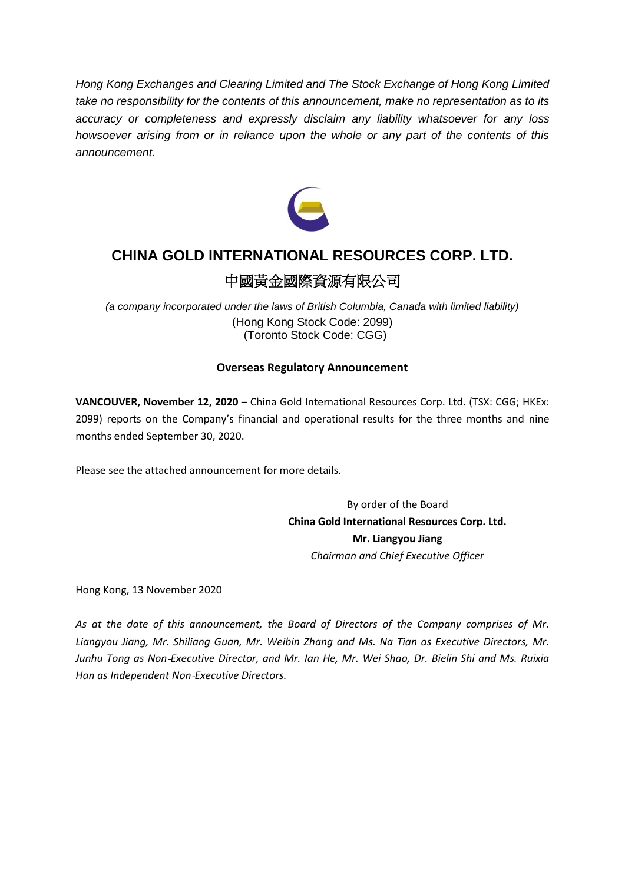*Hong Kong Exchanges and Clearing Limited and The Stock Exchange of Hong Kong Limited take no responsibility for the contents of this announcement, make no representation as to its accuracy or completeness and expressly disclaim any liability whatsoever for any loss howsoever arising from or in reliance upon the whole or any part of the contents of this announcement.*

# CHINA GOLD INTERNATIONAL RESOURCES CORP. LTD.

# 中國黃金國際資源有限公司

*(a company incorporated under the laws of British Columbia, Canada with limited liability)*
(Hong Kong Stock Code: 2099)
(Toronto Stock Code: CGG)

**Overseas Regulatory Announcement**

**VANCOUVER, November 12, 2020** – China Gold International Resources Corp. Ltd. (TSX: CGG; HKEx: 2099) reports on the Company's financial and operational results for the three months and nine months ended September 30, 2020.

Please see the attached announcement for more details.

By order of the Board
**China Gold International Resources Corp. Ltd.**
**Mr. Liangyou Jiang**
*Chairman and Chief Executive Officer*

Hong Kong, 13 November 2020

*As at the date of this announcement, the Board of Directors of the Company comprises of Mr. Liangyou Jiang, Mr. Shiliang Guan, Mr. Weibin Zhang and Ms. Na Tian as Executive Directors, Mr. Junhu Tong as Non-Executive Director, and Mr. Ian He, Mr. Wei Shao, Dr. Bielin Shi and Ms. Ruixia Han as Independent Non-Executive Directors.*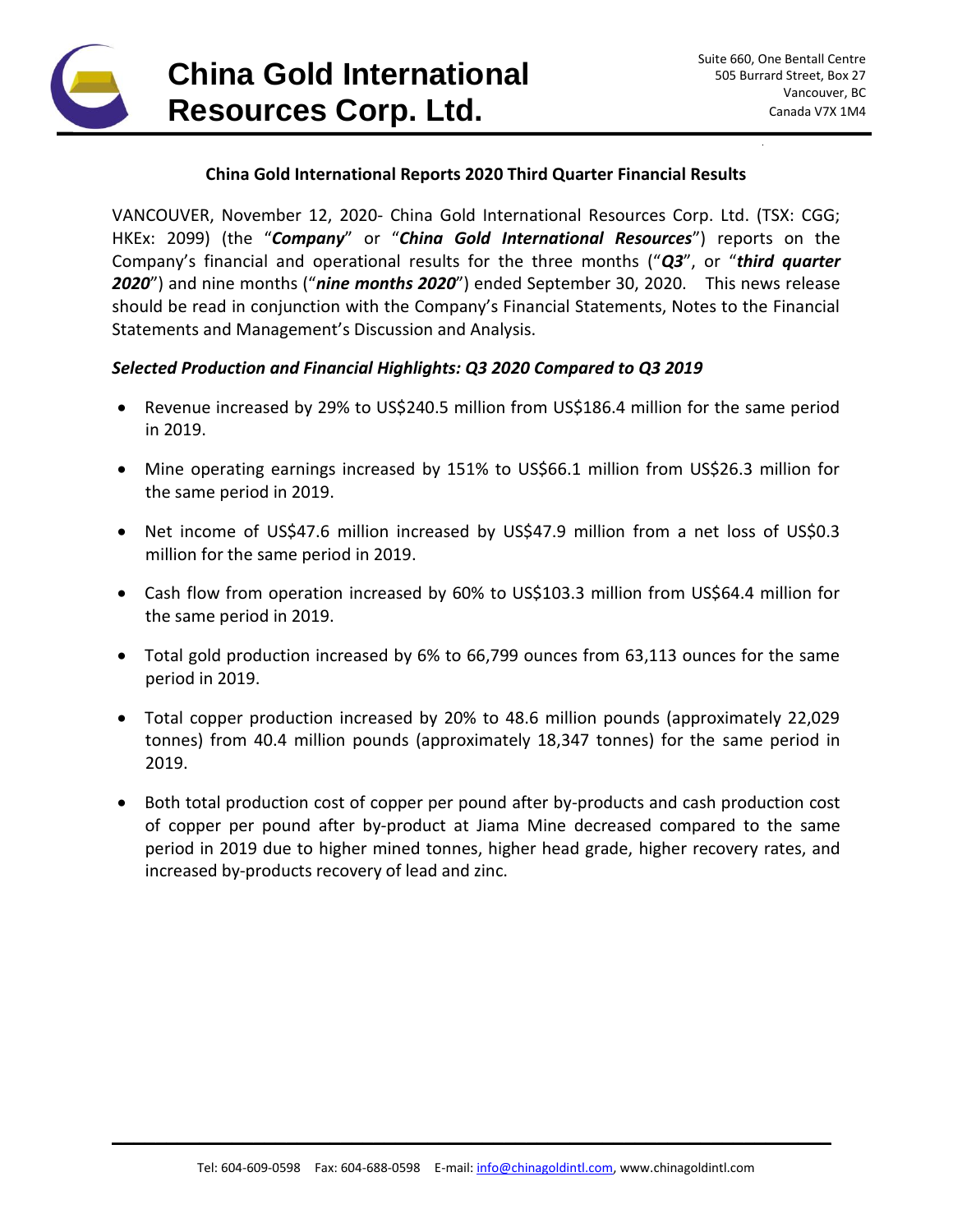# China Gold International Resources Corp. Ltd.

Suite 660, One Bentall Centre
505 Burrard Street, Box 27
Vancouver, BC
Canada V7X 1M4

**China Gold International Reports 2020 Third Quarter Financial Results**

VANCOUVER, November 12, 2020- China Gold International Resources Corp. Ltd. (TSX: CGG; HKEx: 2099) (the "***Company***" or "***China Gold International Resources***") reports on the Company's financial and operational results for the three months ("***Q3***", or "***third quarter 2020***") and nine months ("***nine months 2020***") ended September 30, 2020. This news release should be read in conjunction with the Company's Financial Statements, Notes to the Financial Statements and Management's Discussion and Analysis.

***Selected Production and Financial Highlights: Q3 2020 Compared to Q3 2019***

- Revenue increased by 29% to US$240.5 million from US$186.4 million for the same period in 2019.
- Mine operating earnings increased by 151% to US$66.1 million from US$26.3 million for the same period in 2019.
- Net income of US$47.6 million increased by US$47.9 million from a net loss of US$0.3 million for the same period in 2019.
- Cash flow from operation increased by 60% to US$103.3 million from US$64.4 million for the same period in 2019.
- Total gold production increased by 6% to 66,799 ounces from 63,113 ounces for the same period in 2019.
- Total copper production increased by 20% to 48.6 million pounds (approximately 22,029 tonnes) from 40.4 million pounds (approximately 18,347 tonnes) for the same period in 2019.
- Both total production cost of copper per pound after by-products and cash production cost of copper per pound after by-product at Jiama Mine decreased compared to the same period in 2019 due to higher mined tonnes, higher head grade, higher recovery rates, and increased by-products recovery of lead and zinc.

Tel: 604-609-0598 Fax: 604-688-0598 E-mail: info@chinagoldintl.com, www.chinagoldintl.com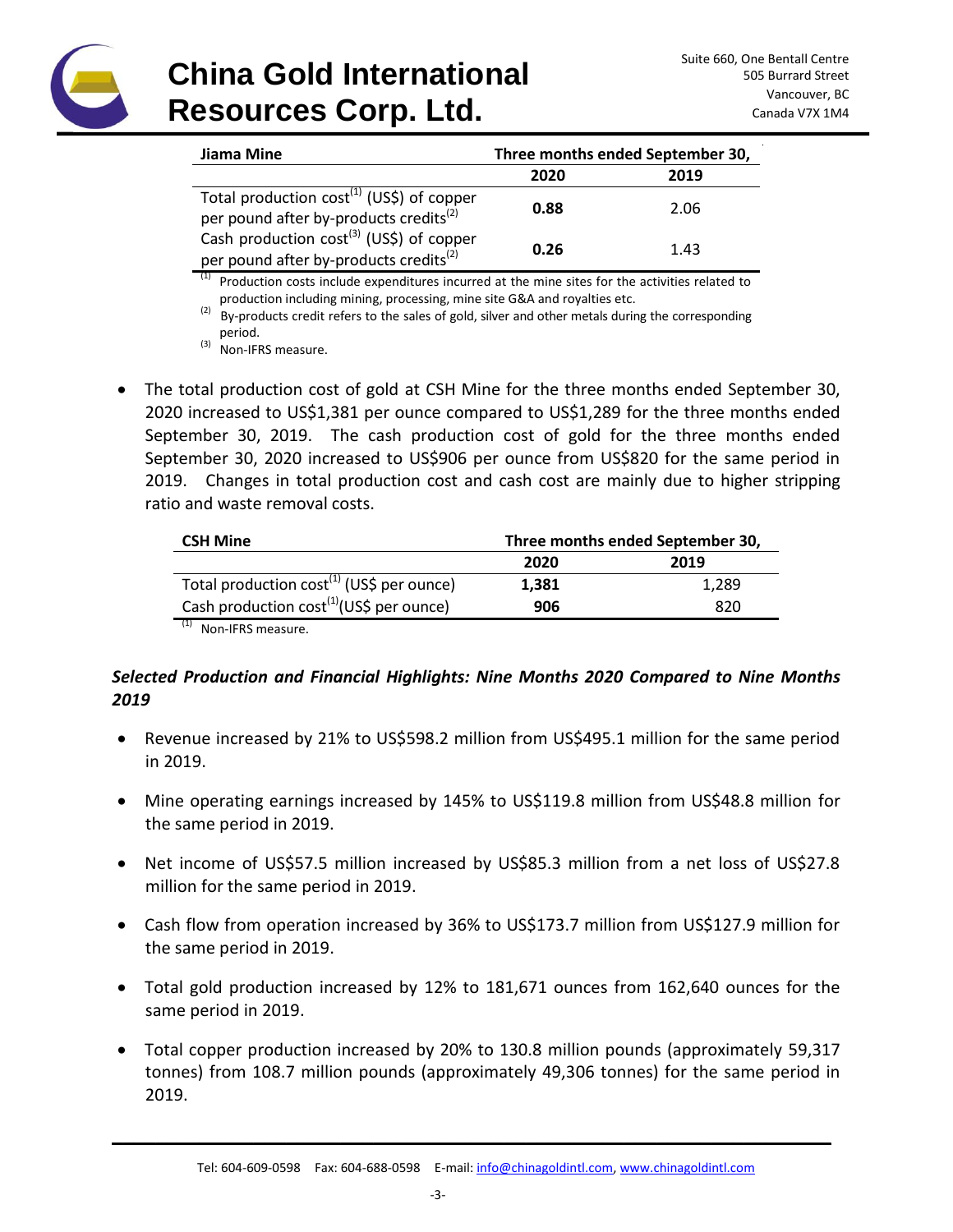| Jiama Mine | Three months ended September 30, | |
|---|---|---|
| | **2020** | **2019** |
| Total production cost[1] (US$) of copper per pound after by-products credits[2] | **0.88** | 2.06 |
| Cash production cost[3] (US$) of copper per pound after by-products credits[2] | **0.26** | 1.43 |

[1] Production costs include expenditures incurred at the mine sites for the activities related to production including mining, processing, mine site G&A and royalties etc.

[2] By-products credit refers to the sales of gold, silver and other metals during the corresponding period.

[3] Non-IFRS measure.

- The total production cost of gold at CSH Mine for the three months ended September 30, 2020 increased to US$1,381 per ounce compared to US$1,289 for the three months ended September 30, 2019. The cash production cost of gold for the three months ended September 30, 2020 increased to US$906 per ounce from US$820 for the same period in 2019. Changes in total production cost and cash cost are mainly due to higher stripping ratio and waste removal costs.

| CSH Mine | Three months ended September 30, | |
|---|---|---|
| | **2020** | **2019** |
| Total production cost[1] (US$ per ounce) | **1,381** | 1,289 |
| Cash production cost[1](US$ per ounce) | **906** | 820 |

[1] Non-IFRS measure.

### *Selected Production and Financial Highlights: Nine Months 2020 Compared to Nine Months 2019*

- Revenue increased by 21% to US$598.2 million from US$495.1 million for the same period in 2019.

- Mine operating earnings increased by 145% to US$119.8 million from US$48.8 million for the same period in 2019.

- Net income of US$57.5 million increased by US$85.3 million from a net loss of US$27.8 million for the same period in 2019.

- Cash flow from operation increased by 36% to US$173.7 million from US$127.9 million for the same period in 2019.

- Total gold production increased by 12% to 181,671 ounces from 162,640 ounces for the same period in 2019.

- Total copper production increased by 20% to 130.8 million pounds (approximately 59,317 tonnes) from 108.7 million pounds (approximately 49,306 tonnes) for the same period in 2019.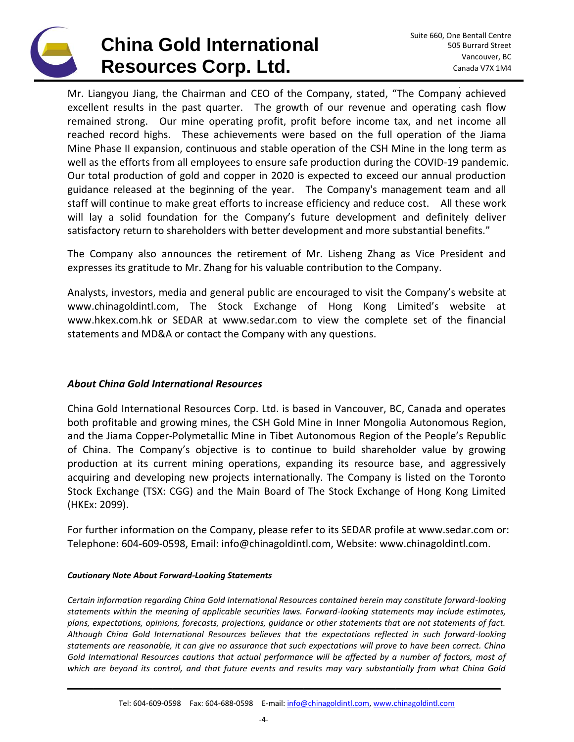Mr. Liangyou Jiang, the Chairman and CEO of the Company, stated, "The Company achieved excellent results in the past quarter. The growth of our revenue and operating cash flow remained strong. Our mine operating profit, profit before income tax, and net income all reached record highs. These achievements were based on the full operation of the Jiama Mine Phase II expansion, continuous and stable operation of the CSH Mine in the long term as well as the efforts from all employees to ensure safe production during the COVID-19 pandemic. Our total production of gold and copper in 2020 is expected to exceed our annual production guidance released at the beginning of the year. The Company's management team and all staff will continue to make great efforts to increase efficiency and reduce cost. All these work will lay a solid foundation for the Company's future development and definitely deliver satisfactory return to shareholders with better development and more substantial benefits."

The Company also announces the retirement of Mr. Lisheng Zhang as Vice President and expresses its gratitude to Mr. Zhang for his valuable contribution to the Company.

Analysts, investors, media and general public are encouraged to visit the Company's website at www.chinagoldintl.com, The Stock Exchange of Hong Kong Limited's website at www.hkex.com.hk or SEDAR at www.sedar.com to view the complete set of the financial statements and MD&A or contact the Company with any questions.

### *About China Gold International Resources*

China Gold International Resources Corp. Ltd. is based in Vancouver, BC, Canada and operates both profitable and growing mines, the CSH Gold Mine in Inner Mongolia Autonomous Region, and the Jiama Copper-Polymetallic Mine in Tibet Autonomous Region of the People's Republic of China. The Company's objective is to continue to build shareholder value by growing production at its current mining operations, expanding its resource base, and aggressively acquiring and developing new projects internationally. The Company is listed on the Toronto Stock Exchange (TSX: CGG) and the Main Board of The Stock Exchange of Hong Kong Limited (HKEx: 2099).

For further information on the Company, please refer to its SEDAR profile at www.sedar.com or: Telephone: 604-609-0598, Email: info@chinagoldintl.com, Website: www.chinagoldintl.com.

#### *Cautionary Note About Forward-Looking Statements*

*Certain information regarding China Gold International Resources contained herein may constitute forward-looking statements within the meaning of applicable securities laws. Forward-looking statements may include estimates, plans, expectations, opinions, forecasts, projections, guidance or other statements that are not statements of fact. Although China Gold International Resources believes that the expectations reflected in such forward-looking statements are reasonable, it can give no assurance that such expectations will prove to have been correct. China Gold International Resources cautions that actual performance will be affected by a number of factors, most of which are beyond its control, and that future events and results may vary substantially from what China Gold*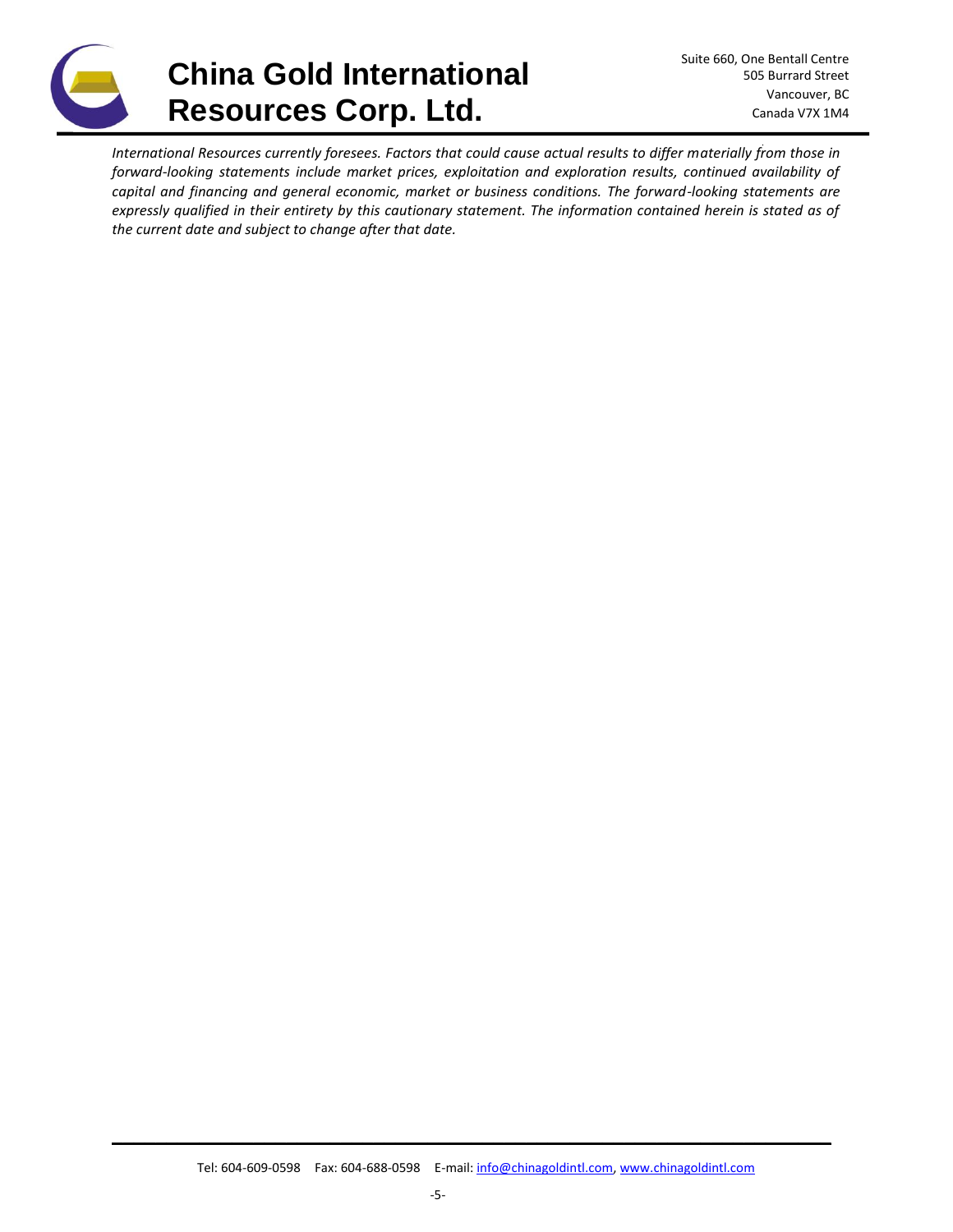*International Resources currently foresees. Factors that could cause actual results to differ materially from those in forward-looking statements include market prices, exploitation and exploration results, continued availability of capital and financing and general economic, market or business conditions. The forward-looking statements are expressly qualified in their entirety by this cautionary statement. The information contained herein is stated as of the current date and subject to change after that date.*